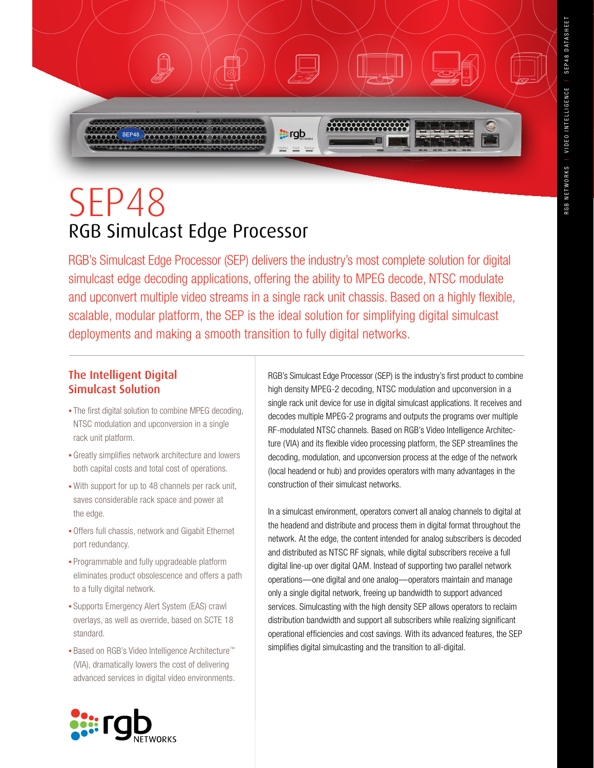# SEP48

## RGB Simulcast Edge Processor

RGB's Simulcast Edge Processor (SEP) delivers the industry's most complete solution for digital simulcast edge decoding applications, offering the ability to MPEG decode, NTSC modulate and upconvert multiple video streams in a single rack unit chassis. Based on a highly flexible, scalable, modular platform, the SEP is the ideal solution for simplifying digital simulcast deployments and making a smooth transition to fully digital networks.

### The Intelligent Digital Simulcast Solution

- The first digital solution to combine MPEG decoding, NTSC modulation and upconversion in a single rack unit platform.
- Greatly simplifies network architecture and lowers both capital costs and total cost of operations.
- With support for up to 48 channels per rack unit, saves considerable rack space and power at the edge.
- Offers full chassis, network and Gigabit Ethernet port redundancy.
- Programmable and fully upgradeable platform eliminates product obsolescence and offers a path to a fully digital network.
- Supports Emergency Alert System (EAS) crawl overlays, as well as override, based on SCTE 18 standard.
- Based on RGB's Video Intelligence Architecture™ (VIA), dramatically lowers the cost of delivering advanced services in digital video environments.

RGB's Simulcast Edge Processor (SEP) is the industry's first product to combine high density MPEG-2 decoding, NTSC modulation and upconversion in a single rack unit device for use in digital simulcast applications. It receives and decodes multiple MPEG-2 programs and outputs the programs over multiple RF-modulated NTSC channels. Based on RGB's Video Intelligence Architecture (VIA) and its flexible video processing platform, the SEP streamlines the decoding, modulation, and upconversion process at the edge of the network (local headend or hub) and provides operators with many advantages in the construction of their simulcast networks.

In a simulcast environment, operators convert all analog channels to digital at the headend and distribute and process them in digital format throughout the network. At the edge, the content intended for analog subscribers is decoded and distributed as NTSC RF signals, while digital subscribers receive a full digital line-up over digital QAM. Instead of supporting two parallel network operations—one digital and one analog—operators maintain and manage only a single digital network, freeing up bandwidth to support advanced services. Simulcasting with the high density SEP allows operators to reclaim distribution bandwidth and support all subscribers while realizing significant operational efficiencies and cost savings. With its advanced features, the SEP simplifies digital simulcasting and the transition to all-digital.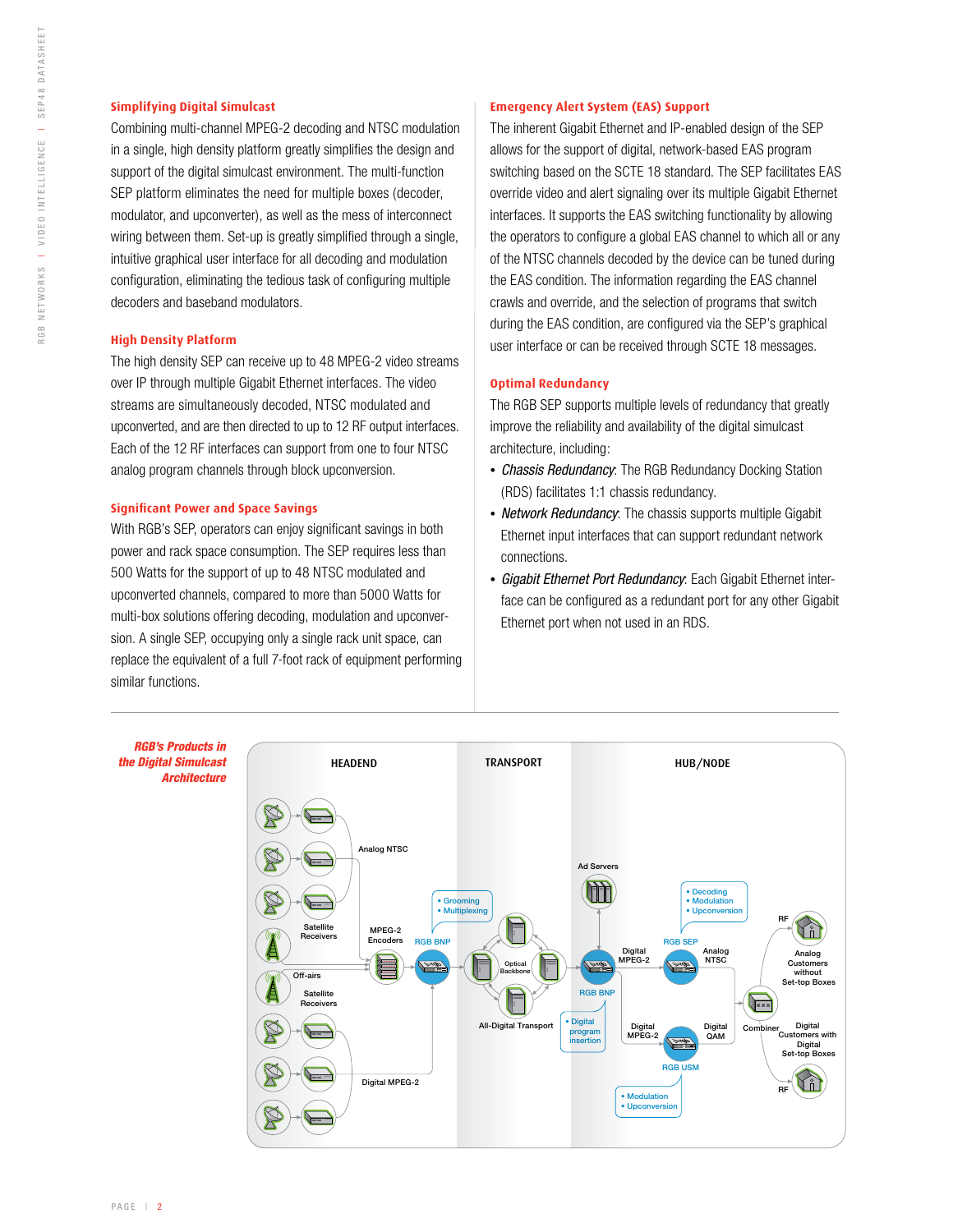## Simplifying Digital Simulcast

Combining multi-channel MPEG-2 decoding and NTSC modulation in a single, high density platform greatly simplifies the design and support of the digital simulcast environment. The multi-function SEP platform eliminates the need for multiple boxes (decoder, modulator, and upconverter), as well as the mess of interconnect wiring between them. Set-up is greatly simplified through a single, intuitive graphical user interface for all decoding and modulation configuration, eliminating the tedious task of configuring multiple decoders and baseband modulators.

## High Density Platform

The high density SEP can receive up to 48 MPEG-2 video streams over IP through multiple Gigabit Ethernet interfaces. The video streams are simultaneously decoded, NTSC modulated and upconverted, and are then directed to up to 12 RF output interfaces. Each of the 12 RF interfaces can support from one to four NTSC analog program channels through block upconversion.

## Significant Power and Space Savings

With RGB's SEP, operators can enjoy significant savings in both power and rack space consumption. The SEP requires less than 500 Watts for the support of up to 48 NTSC modulated and upconverted channels, compared to more than 5000 Watts for multi-box solutions offering decoding, modulation and upconversion. A single SEP, occupying only a single rack unit space, can replace the equivalent of a full 7-foot rack of equipment performing similar functions.

## Emergency Alert System (EAS) Support

The inherent Gigabit Ethernet and IP-enabled design of the SEP allows for the support of digital, network-based EAS program switching based on the SCTE 18 standard. The SEP facilitates EAS override video and alert signaling over its multiple Gigabit Ethernet interfaces. It supports the EAS switching functionality by allowing the operators to configure a global EAS channel to which all or any of the NTSC channels decoded by the device can be tuned during the EAS condition. The information regarding the EAS channel crawls and override, and the selection of programs that switch during the EAS condition, are configured via the SEP's graphical user interface or can be received through SCTE 18 messages.

## Optimal Redundancy

The RGB SEP supports multiple levels of redundancy that greatly improve the reliability and availability of the digital simulcast architecture, including:

- *Chassis Redundancy*: The RGB Redundancy Docking Station (RDS) facilitates 1:1 chassis redundancy.
- *Network Redundancy*: The chassis supports multiple Gigabit Ethernet input interfaces that can support redundant network connections.
- *Gigabit Ethernet Port Redundancy*: Each Gigabit Ethernet interface can be configured as a redundant port for any other Gigabit Ethernet port when not used in an RDS.

***RGB's Products in the Digital Simulcast Architecture***

HEADEND | TRANSPORT | HUB/NODE

Satellite Receivers · Off-airs · Analog NTSC · MPEG-2 Encoders · Digital MPEG-2 · RGB BNP (• Grooming • Multiplexing) · Optical Backbone · All-Digital Transport · Ad Servers · RGB BNP (• Digital program insertion) · Digital MPEG-2 · RGB SEP (• Decoding • Modulation • Upconversion) · Analog NTSC · RGB USM (• Modulation • Upconversion) · Digital QAM · Combiner · RF · Analog Customers without Set-top Boxes · Digital Customers with Digital Set-top Boxes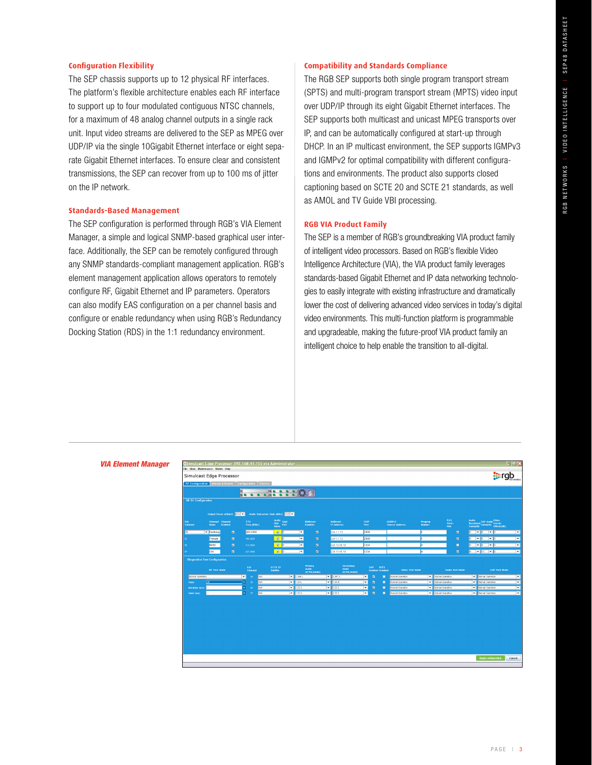### Configuration Flexibility

The SEP chassis supports up to 12 physical RF interfaces. The platform's flexible architecture enables each RF interface to support up to four modulated contiguous NTSC channels, for a maximum of 48 analog channel outputs in a single rack unit. Input video streams are delivered to the SEP as MPEG over UDP/IP via the single 10Gigabit Ethernet interface or eight separate Gigabit Ethernet interfaces. To ensure clear and consistent transmissions, the SEP can recover from up to 100 ms of jitter on the IP network.

### Standards-Based Management

The SEP configuration is performed through RGB's VIA Element Manager, a simple and logical SNMP-based graphical user interface. Additionally, the SEP can be remotely configured through any SNMP standards-compliant management application. RGB's element management application allows operators to remotely configure RF, Gigabit Ethernet and IP parameters. Operators can also modify EAS configuration on a per channel basis and configure or enable redundancy when using RGB's Redundancy Docking Station (RDS) in the 1:1 redundancy environment.

### Compatibility and Standards Compliance

The RGB SEP supports both single program transport stream (SPTS) and multi-program transport stream (MPTS) video input over UDP/IP through its eight Gigabit Ethernet interfaces. The SEP supports both multicast and unicast MPEG transports over IP, and can be automatically configured at start-up through DHCP. In an IP multicast environment, the SEP supports IGMPv3 and IGMPv2 for optimal compatibility with different configurations and environments. The product also supports closed captioning based on SCTE 20 and SCTE 21 standards, as well as AMOL and TV Guide VBI processing.

### RGB VIA Product Family

The SEP is a member of RGB's groundbreaking VIA product family of intelligent video processors. Based on RGB's flexible Video Intelligence Architecture (VIA), the VIA product family leverages standards-based Gigabit Ethernet and IP data networking technologies to easily integrate with existing infrastructure and dramatically lower the cost of delivering advanced video services in today's digital video environments. This multi-function platform is programmable and upgradeable, making the future-proof VIA product family an intelligent choice to help enable the transition to all-digital.

*VIA Element Manager*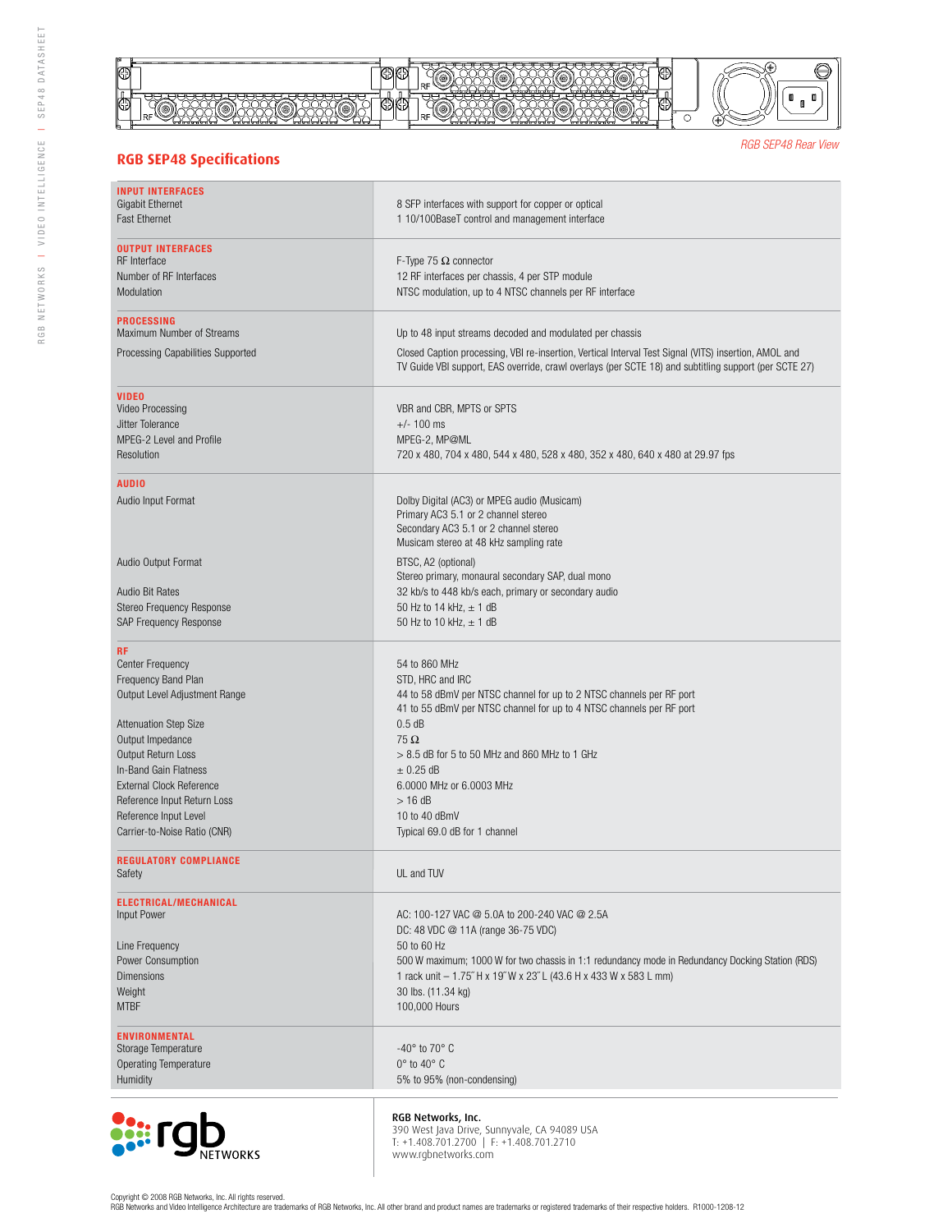RGB SEP48 Rear View

## RGB SEP48 Specifications

| | |
|---|---|
| **INPUT INTERFACES** | |
| Gigabit Ethernet | 8 SFP interfaces with support for copper or optical |
| Fast Ethernet | 1 10/100BaseT control and management interface |
| **OUTPUT INTERFACES** | |
| RF Interface | F-Type 75 Ω connector |
| Number of RF Interfaces | 12 RF interfaces per chassis, 4 per STP module |
| Modulation | NTSC modulation, up to 4 NTSC channels per RF interface |
| **PROCESSING** | |
| Maximum Number of Streams | Up to 48 input streams decoded and modulated per chassis |
| Processing Capabilities Supported | Closed Caption processing, VBI re-insertion, Vertical Interval Test Signal (VITS) insertion, AMOL and TV Guide VBI support, EAS override, crawl overlays (per SCTE 18) and subtitling support (per SCTE 27) |
| **VIDEO** | |
| Video Processing | VBR and CBR, MPTS or SPTS |
| Jitter Tolerance | +/- 100 ms |
| MPEG-2 Level and Profile | MPEG-2, MP@ML |
| Resolution | 720 x 480, 704 x 480, 544 x 480, 528 x 480, 352 x 480, 640 x 480 at 29.97 fps |
| **AUDIO** | |
| Audio Input Format | Dolby Digital (AC3) or MPEG audio (Musicam)<br>Primary AC3 5.1 or 2 channel stereo<br>Secondary AC3 5.1 or 2 channel stereo<br>Musicam stereo at 48 kHz sampling rate |
| Audio Output Format | BTSC, A2 (optional)<br>Stereo primary, monaural secondary SAP, dual mono |
| Audio Bit Rates | 32 kb/s to 448 kb/s each, primary or secondary audio |
| Stereo Frequency Response | 50 Hz to 14 kHz, ± 1 dB |
| SAP Frequency Response | 50 Hz to 10 kHz, ± 1 dB |
| **RF** | |
| Center Frequency | 54 to 860 MHz |
| Frequency Band Plan | STD, HRC and IRC |
| Output Level Adjustment Range | 44 to 58 dBmV per NTSC channel for up to 2 NTSC channels per RF port<br>41 to 55 dBmV per NTSC channel for up to 4 NTSC channels per RF port |
| Attenuation Step Size | 0.5 dB |
| Output Impedance | 75 Ω |
| Output Return Loss | > 8.5 dB for 5 to 50 MHz and 860 MHz to 1 GHz |
| In-Band Gain Flatness | ± 0.25 dB |
| External Clock Reference | 6.0000 MHz or 6.0003 MHz |
| Reference Input Return Loss | > 16 dB |
| Reference Input Level | 10 to 40 dBmV |
| Carrier-to-Noise Ratio (CNR) | Typical 69.0 dB for 1 channel |
| **REGULATORY COMPLIANCE** | |
| Safety | UL and TUV |
| **ELECTRICAL/MECHANICAL** | |
| Input Power | AC: 100-127 VAC @ 5.0A to 200-240 VAC @ 2.5A<br>DC: 48 VDC @ 11A (range 36-75 VDC) |
| Line Frequency | 50 to 60 Hz |
| Power Consumption | 500 W maximum; 1000 W for two chassis in 1:1 redundancy mode in Redundancy Docking Station (RDS) |
| Dimensions | 1 rack unit – 1.75˝ H x 19˝ W x 23˝ L (43.6 H x 433 W x 583 L mm) |
| Weight | 30 lbs. (11.34 kg) |
| MTBF | 100,000 Hours |
| **ENVIRONMENTAL** | |
| Storage Temperature | -40° to 70° C |
| Operating Temperature | 0° to 40° C |
| Humidity | 5% to 95% (non-condensing) |

rgb NETWORKS

**RGB Networks, Inc.**
390 West Java Drive, Sunnyvale, CA 94089 USA
T: +1.408.701.2700 | F: +1.408.701.2710
www.rgbnetworks.com

Copyright © 2008 RGB Networks, Inc. All rights reserved.
RGB Networks and Video Intelligence Architecture are trademarks of RGB Networks, Inc. All other brand and product names are trademarks or registered trademarks of their respective holders. R1000-1208-12